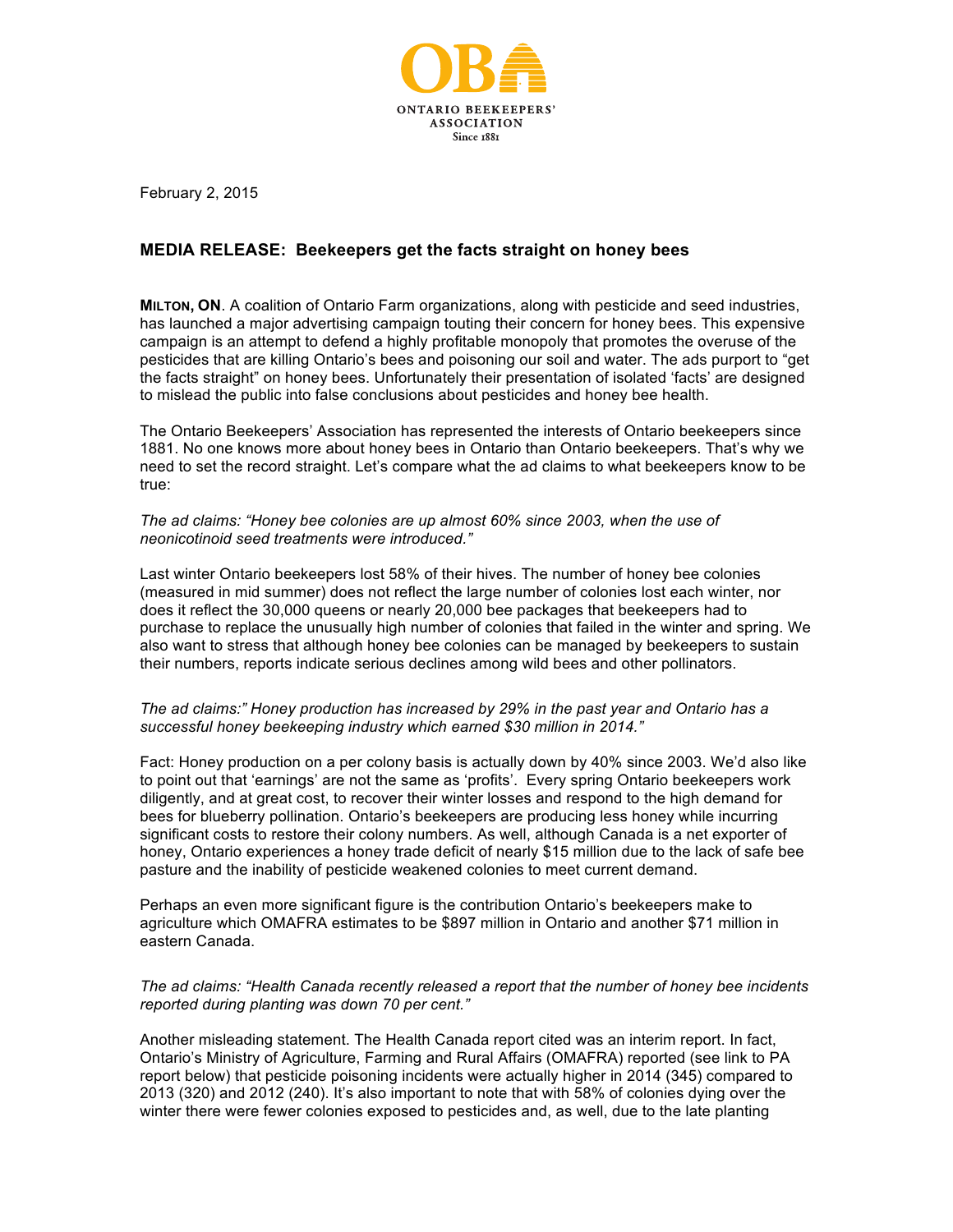OBA

ONTARIO BEEKEEPERS' ASSOCIATION

Since 1881

February 2, 2015

## MEDIA RELEASE: Beekeepers get the facts straight on honey bees

**MILTON, ON**. A coalition of Ontario Farm organizations, along with pesticide and seed industries, has launched a major advertising campaign touting their concern for honey bees. This expensive campaign is an attempt to defend a highly profitable monopoly that promotes the overuse of the pesticides that are killing Ontario's bees and poisoning our soil and water. The ads purport to "get the facts straight" on honey bees. Unfortunately their presentation of isolated 'facts' are designed to mislead the public into false conclusions about pesticides and honey bee health.

The Ontario Beekeepers' Association has represented the interests of Ontario beekeepers since 1881. No one knows more about honey bees in Ontario than Ontario beekeepers. That's why we need to set the record straight. Let's compare what the ad claims to what beekeepers know to be true:

*The ad claims: "Honey bee colonies are up almost 60% since 2003, when the use of neonicotinoid seed treatments were introduced."*

Last winter Ontario beekeepers lost 58% of their hives. The number of honey bee colonies (measured in mid summer) does not reflect the large number of colonies lost each winter, nor does it reflect the 30,000 queens or nearly 20,000 bee packages that beekeepers had to purchase to replace the unusually high number of colonies that failed in the winter and spring. We also want to stress that although honey bee colonies can be managed by beekeepers to sustain their numbers, reports indicate serious declines among wild bees and other pollinators.

*The ad claims:" Honey production has increased by 29% in the past year and Ontario has a successful honey beekeeping industry which earned $30 million in 2014."*

Fact: Honey production on a per colony basis is actually down by 40% since 2003. We'd also like to point out that 'earnings' are not the same as 'profits'. Every spring Ontario beekeepers work diligently, and at great cost, to recover their winter losses and respond to the high demand for bees for blueberry pollination. Ontario's beekeepers are producing less honey while incurring significant costs to restore their colony numbers. As well, although Canada is a net exporter of honey, Ontario experiences a honey trade deficit of nearly $15 million due to the lack of safe bee pasture and the inability of pesticide weakened colonies to meet current demand.

Perhaps an even more significant figure is the contribution Ontario's beekeepers make to agriculture which OMAFRA estimates to be $897 million in Ontario and another $71 million in eastern Canada.

*The ad claims: "Health Canada recently released a report that the number of honey bee incidents reported during planting was down 70 per cent."*

Another misleading statement. The Health Canada report cited was an interim report. In fact, Ontario's Ministry of Agriculture, Farming and Rural Affairs (OMAFRA) reported (see link to PA report below) that pesticide poisoning incidents were actually higher in 2014 (345) compared to 2013 (320) and 2012 (240). It's also important to note that with 58% of colonies dying over the winter there were fewer colonies exposed to pesticides and, as well, due to the late planting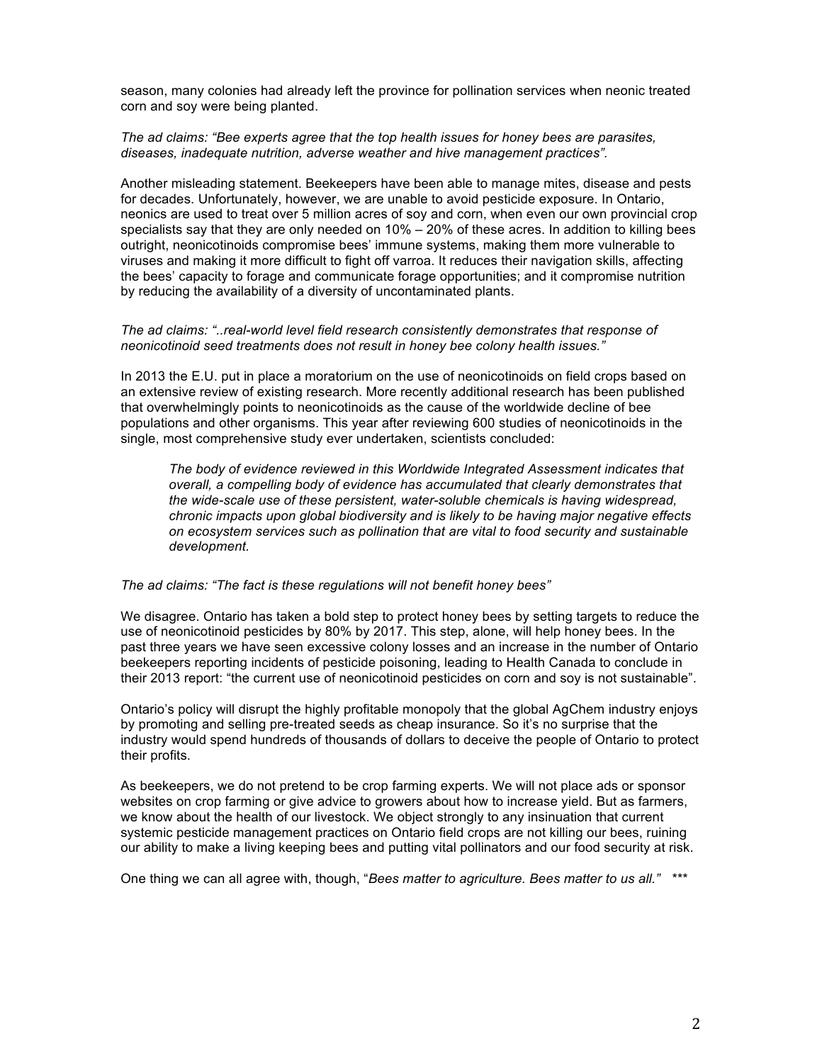season, many colonies had already left the province for pollination services when neonic treated corn and soy were being planted.

*The ad claims: "Bee experts agree that the top health issues for honey bees are parasites, diseases, inadequate nutrition, adverse weather and hive management practices".*

Another misleading statement. Beekeepers have been able to manage mites, disease and pests for decades. Unfortunately, however, we are unable to avoid pesticide exposure. In Ontario, neonics are used to treat over 5 million acres of soy and corn, when even our own provincial crop specialists say that they are only needed on 10% – 20% of these acres. In addition to killing bees outright, neonicotinoids compromise bees' immune systems, making them more vulnerable to viruses and making it more difficult to fight off varroa. It reduces their navigation skills, affecting the bees' capacity to forage and communicate forage opportunities; and it compromise nutrition by reducing the availability of a diversity of uncontaminated plants.

*The ad claims: "..real-world level field research consistently demonstrates that response of neonicotinoid seed treatments does not result in honey bee colony health issues."*

In 2013 the E.U. put in place a moratorium on the use of neonicotinoids on field crops based on an extensive review of existing research. More recently additional research has been published that overwhelmingly points to neonicotinoids as the cause of the worldwide decline of bee populations and other organisms. This year after reviewing 600 studies of neonicotinoids in the single, most comprehensive study ever undertaken, scientists concluded:

> *The body of evidence reviewed in this Worldwide Integrated Assessment indicates that overall, a compelling body of evidence has accumulated that clearly demonstrates that the wide-scale use of these persistent, water-soluble chemicals is having widespread, chronic impacts upon global biodiversity and is likely to be having major negative effects on ecosystem services such as pollination that are vital to food security and sustainable development.*

*The ad claims: "The fact is these regulations will not benefit honey bees"*

We disagree. Ontario has taken a bold step to protect honey bees by setting targets to reduce the use of neonicotinoid pesticides by 80% by 2017. This step, alone, will help honey bees. In the past three years we have seen excessive colony losses and an increase in the number of Ontario beekeepers reporting incidents of pesticide poisoning, leading to Health Canada to conclude in their 2013 report: "the current use of neonicotinoid pesticides on corn and soy is not sustainable".

Ontario's policy will disrupt the highly profitable monopoly that the global AgChem industry enjoys by promoting and selling pre-treated seeds as cheap insurance. So it's no surprise that the industry would spend hundreds of thousands of dollars to deceive the people of Ontario to protect their profits.

As beekeepers, we do not pretend to be crop farming experts. We will not place ads or sponsor websites on crop farming or give advice to growers about how to increase yield. But as farmers, we know about the health of our livestock. We object strongly to any insinuation that current systemic pesticide management practices on Ontario field crops are not killing our bees, ruining our ability to make a living keeping bees and putting vital pollinators and our food security at risk.

One thing we can all agree with, though, "*Bees matter to agriculture. Bees matter to us all.*" ***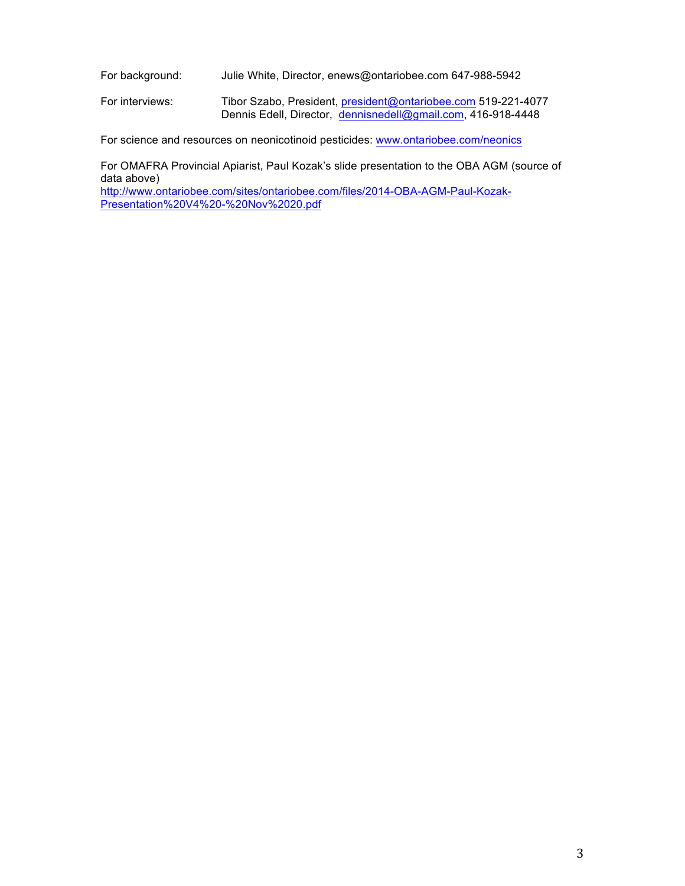For background: Julie White, Director, enews@ontariobee.com 647-988-5942

For interviews: Tibor Szabo, President, [president@ontariobee.com](mailto:president@ontariobee.com) 519-221-4077
Dennis Edell, Director, [dennisnedell@gmail.com](mailto:dennisnedell@gmail.com), 416-918-4448

For science and resources on neonicotinoid pesticides: [www.ontariobee.com/neonics](http://www.ontariobee.com/neonics)

For OMAFRA Provincial Apiarist, Paul Kozak's slide presentation to the OBA AGM (source of data above)
[http://www.ontariobee.com/sites/ontariobee.com/files/2014-OBA-AGM-Paul-Kozak-Presentation%20V4%20-%20Nov%2020.pdf](http://www.ontariobee.com/sites/ontariobee.com/files/2014-OBA-AGM-Paul-Kozak-Presentation%20V4%20-%20Nov%2020.pdf)